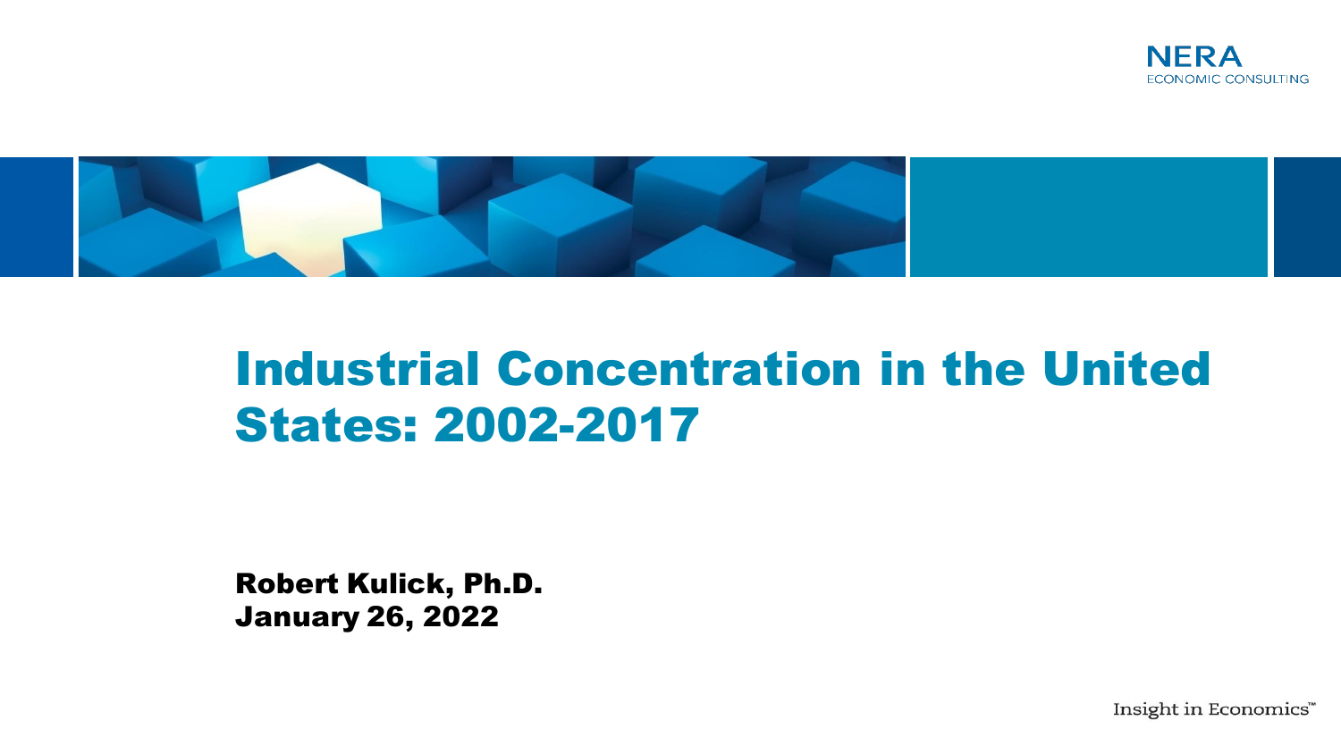NERA
ECONOMIC CONSULTING

# Industrial Concentration in the United States: 2002-2017

**Robert Kulick, Ph.D.**
**January 26, 2022**

Insight in Economics™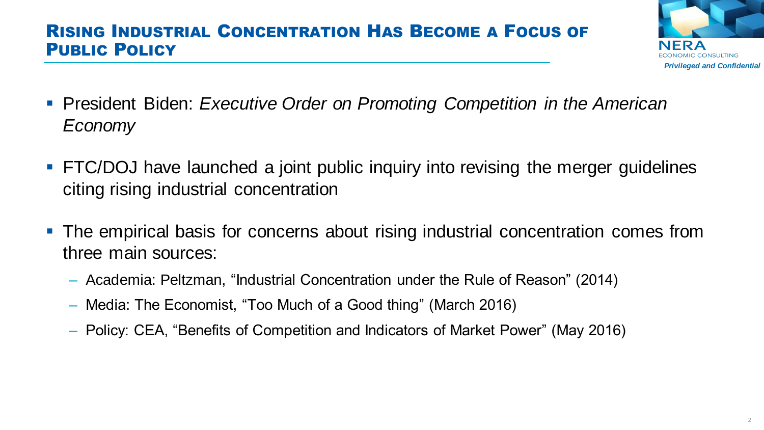## Rising Industrial Concentration Has Become a Focus of Public Policy

- President Biden: *Executive Order on Promoting Competition in the American Economy*
- FTC/DOJ have launched a joint public inquiry into revising the merger guidelines citing rising industrial concentration
- The empirical basis for concerns about rising industrial concentration comes from three main sources:
  - Academia: Peltzman, "Industrial Concentration under the Rule of Reason" (2014)
  - Media: The Economist, "Too Much of a Good thing" (March 2016)
  - Policy: CEA, "Benefits of Competition and Indicators of Market Power" (May 2016)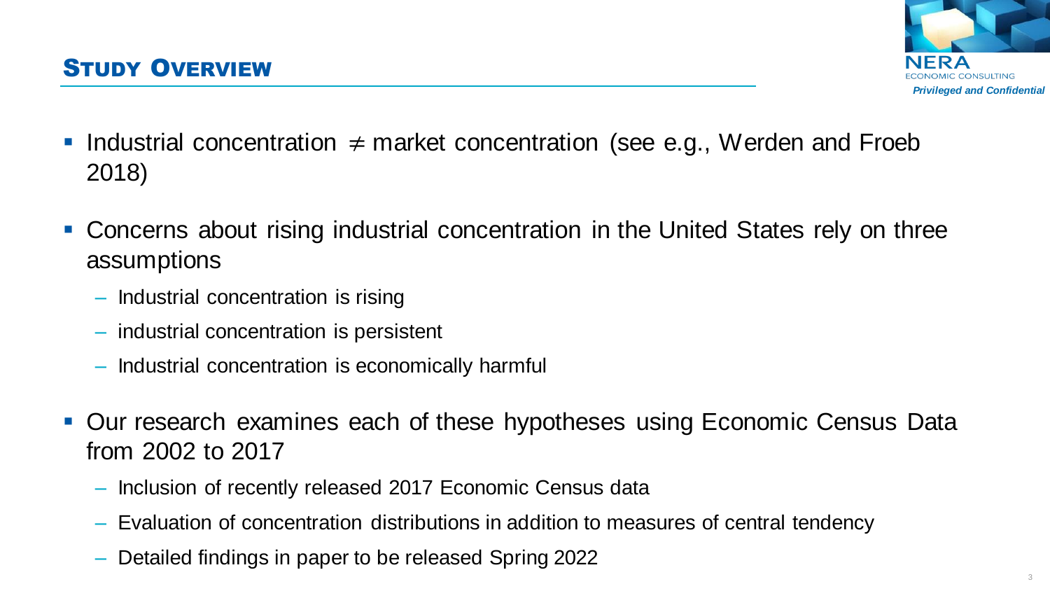## Study Overview

- Industrial concentration $\neq$ market concentration (see e.g., Werden and Froeb 2018)
- Concerns about rising industrial concentration in the United States rely on three assumptions
  - Industrial concentration is rising
  - industrial concentration is persistent
  - Industrial concentration is economically harmful
- Our research examines each of these hypotheses using Economic Census Data from 2002 to 2017
  - Inclusion of recently released 2017 Economic Census data
  - Evaluation of concentration distributions in addition to measures of central tendency
  - Detailed findings in paper to be released Spring 2022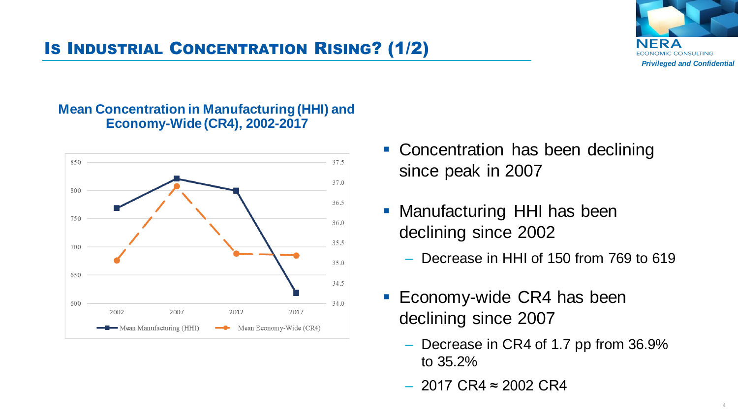# IS INDUSTRIAL CONCENTRATION RISING? (1/2)

*Privileged and Confidential*

**Mean Concentration in Manufacturing (HHI) and Economy-Wide (CR4), 2002-2017**

- Concentration has been declining since peak in 2007
- Manufacturing HHI has been declining since 2002
  - Decrease in HHI of 150 from 769 to 619
- Economy-wide CR4 has been declining since 2007
  - Decrease in CR4 of 1.7 pp from 36.9% to 35.2%
  - 2017 CR4 ≈ 2002 CR4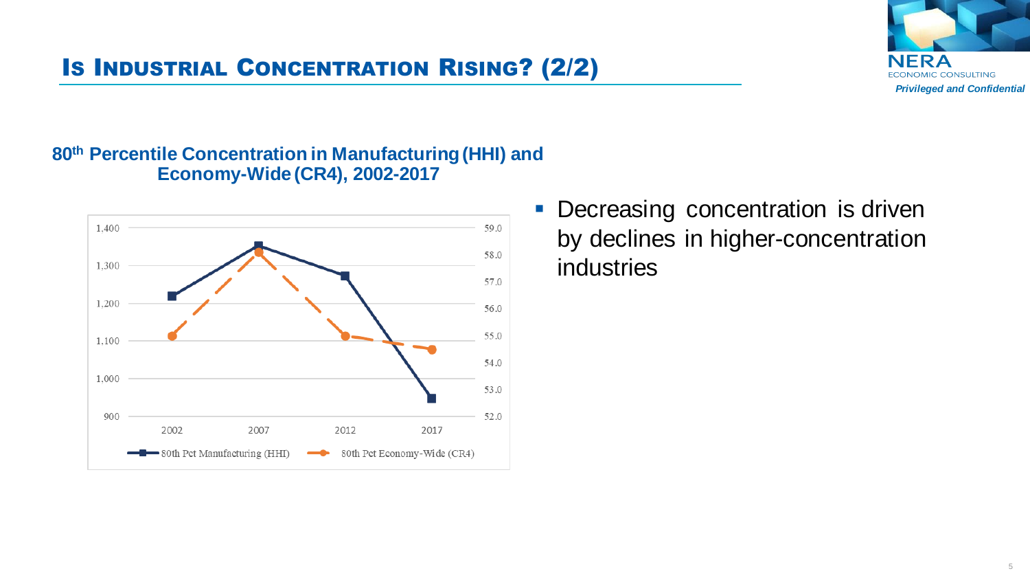# Is Industrial Concentration Rising? (2/2)

**80th Percentile Concentration in Manufacturing (HHI) and Economy-Wide (CR4), 2002-2017**

- Decreasing concentration is driven by declines in higher-concentration industries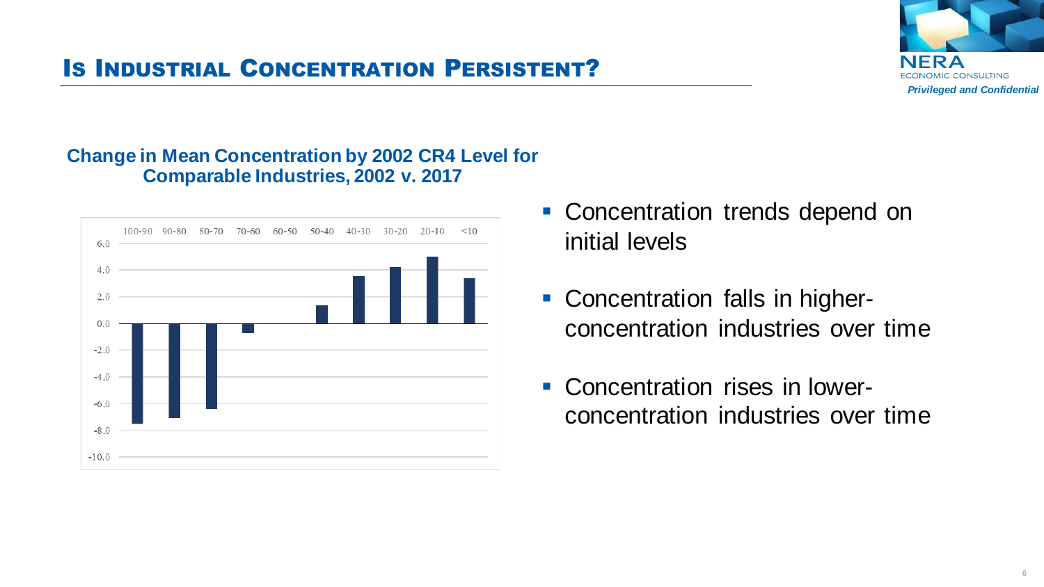## Is Industrial Concentration Persistent?

*Privileged and Confidential*

**Change in Mean Concentration by 2002 CR4 Level for Comparable Industries, 2002 v. 2017**

| 100-90 | 90-80 | 80-70 | 70-60 | 60-50 | 50-40 | 40-30 | 30-20 | 20-10 | <10 |
|---|---|---|---|---|---|---|---|---|---|
| -7.5 | -7.1 | -6.4 | -0.7 | 0.0 | 1.4 | 3.6 | 4.3 | 5.0 | 3.4 |

- Concentration trends depend on initial levels
- Concentration falls in higher-concentration industries over time
- Concentration rises in lower-concentration industries over time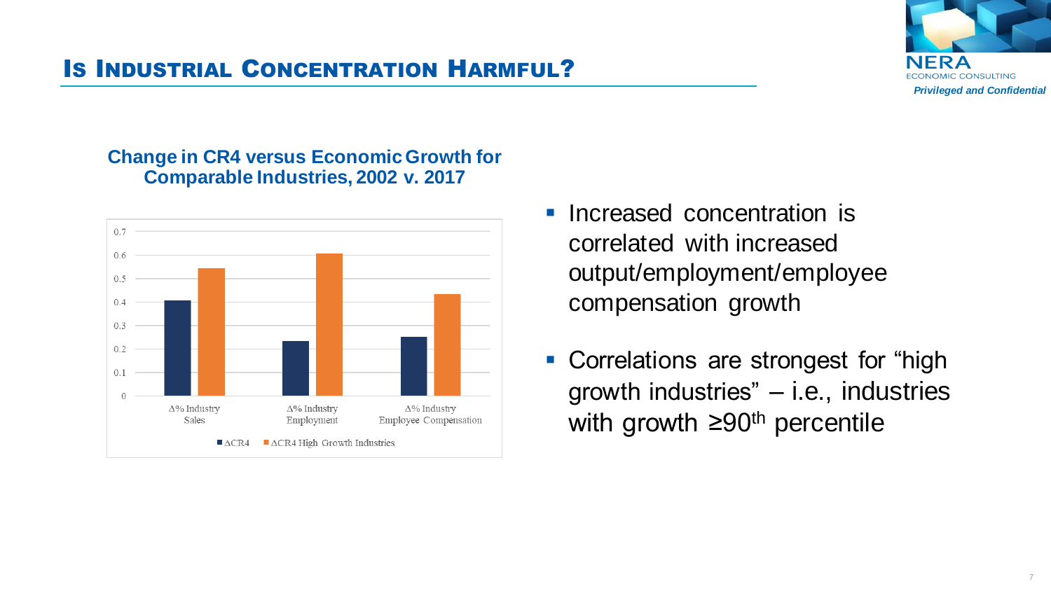# Is Industrial Concentration Harmful?

**Change in CR4 versus Economic Growth for Comparable Industries, 2002 v. 2017**

| | ΔCR4 | ΔCR4 High Growth Industries |
|---|---|---|
| Δ% Industry Sales | 0.41 | 0.55 |
| Δ% Industry Employment | 0.23 | 0.61 |
| Δ% Industry Employee Compensation | 0.25 | 0.43 |

- Increased concentration is correlated with increased output/employment/employee compensation growth
- Correlations are strongest for "high growth industries" – i.e., industries with growth ≥90th percentile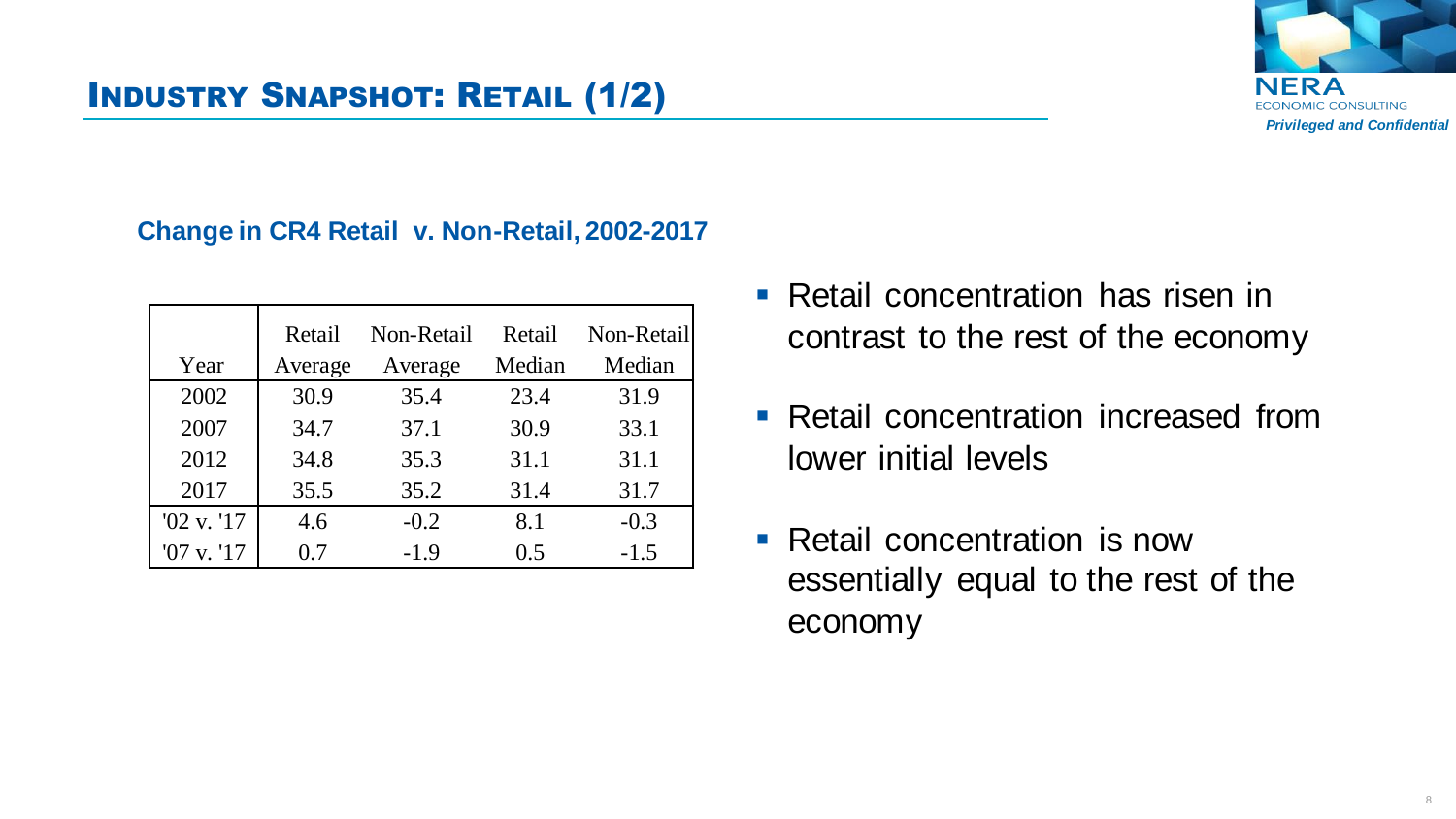# Industry Snapshot: Retail (1/2)

*Privileged and Confidential*

**Change in CR4 Retail v. Non-Retail, 2002-2017**

| Year | Retail Average | Non-Retail Average | Retail Median | Non-Retail Median |
|---|---|---|---|---|
| 2002 | 30.9 | 35.4 | 23.4 | 31.9 |
| 2007 | 34.7 | 37.1 | 30.9 | 33.1 |
| 2012 | 34.8 | 35.3 | 31.1 | 31.1 |
| 2017 | 35.5 | 35.2 | 31.4 | 31.7 |
| '02 v. '17 | 4.6 | -0.2 | 8.1 | -0.3 |
| '07 v. '17 | 0.7 | -1.9 | 0.5 | -1.5 |

- Retail concentration has risen in contrast to the rest of the economy
- Retail concentration increased from lower initial levels
- Retail concentration is now essentially equal to the rest of the economy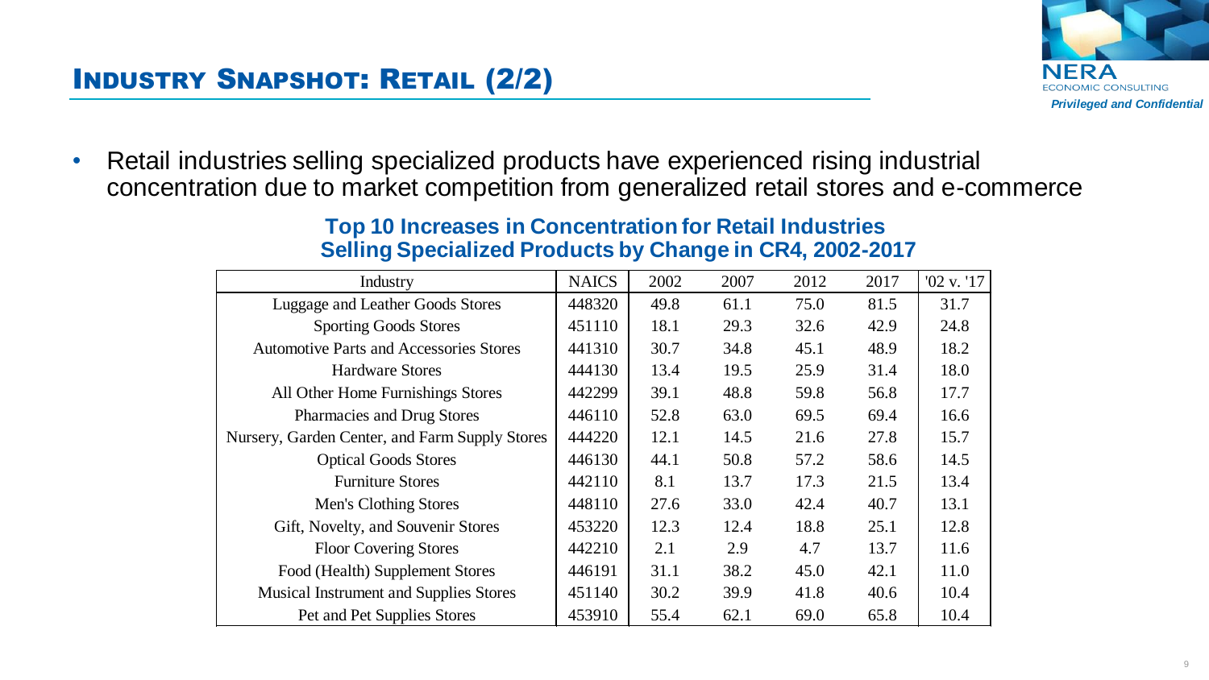## Industry Snapshot: Retail (2/2)

- Retail industries selling specialized products have experienced rising industrial concentration due to market competition from generalized retail stores and e-commerce

**Top 10 Increases in Concentration for Retail Industries Selling Specialized Products by Change in CR4, 2002-2017**

| Industry | NAICS | 2002 | 2007 | 2012 | 2017 | '02 v. '17 |
|---|---|---|---|---|---|---|
| Luggage and Leather Goods Stores | 448320 | 49.8 | 61.1 | 75.0 | 81.5 | 31.7 |
| Sporting Goods Stores | 451110 | 18.1 | 29.3 | 32.6 | 42.9 | 24.8 |
| Automotive Parts and Accessories Stores | 441310 | 30.7 | 34.8 | 45.1 | 48.9 | 18.2 |
| Hardware Stores | 444130 | 13.4 | 19.5 | 25.9 | 31.4 | 18.0 |
| All Other Home Furnishings Stores | 442299 | 39.1 | 48.8 | 59.8 | 56.8 | 17.7 |
| Pharmacies and Drug Stores | 446110 | 52.8 | 63.0 | 69.5 | 69.4 | 16.6 |
| Nursery, Garden Center, and Farm Supply Stores | 444220 | 12.1 | 14.5 | 21.6 | 27.8 | 15.7 |
| Optical Goods Stores | 446130 | 44.1 | 50.8 | 57.2 | 58.6 | 14.5 |
| Furniture Stores | 442110 | 8.1 | 13.7 | 17.3 | 21.5 | 13.4 |
| Men's Clothing Stores | 448110 | 27.6 | 33.0 | 42.4 | 40.7 | 13.1 |
| Gift, Novelty, and Souvenir Stores | 453220 | 12.3 | 12.4 | 18.8 | 25.1 | 12.8 |
| Floor Covering Stores | 442210 | 2.1 | 2.9 | 4.7 | 13.7 | 11.6 |
| Food (Health) Supplement Stores | 446191 | 31.1 | 38.2 | 45.0 | 42.1 | 11.0 |
| Musical Instrument and Supplies Stores | 451140 | 30.2 | 39.9 | 41.8 | 40.6 | 10.4 |
| Pet and Pet Supplies Stores | 453910 | 55.4 | 62.1 | 69.0 | 65.8 | 10.4 |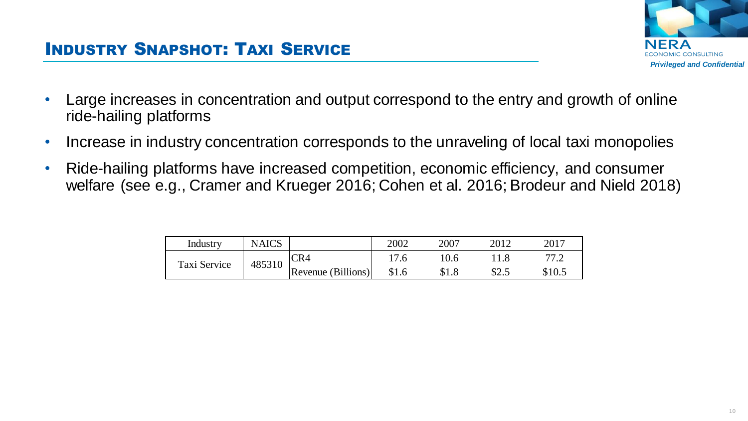## Industry Snapshot: Taxi Service

- Large increases in concentration and output correspond to the entry and growth of online ride-hailing platforms
- Increase in industry concentration corresponds to the unraveling of local taxi monopolies
- Ride-hailing platforms have increased competition, economic efficiency, and consumer welfare (see e.g., Cramer and Krueger 2016; Cohen et al. 2016; Brodeur and Nield 2018)

| Industry | NAICS | | 2002 | 2007 | 2012 | 2017 |
|---|---|---|---|---|---|---|
| Taxi Service | 485310 | CR4 | 17.6 | 10.6 | 11.8 | 77.2 |
| | | Revenue (Billions) | $1.6 | $1.8 | $2.5 | $10.5 |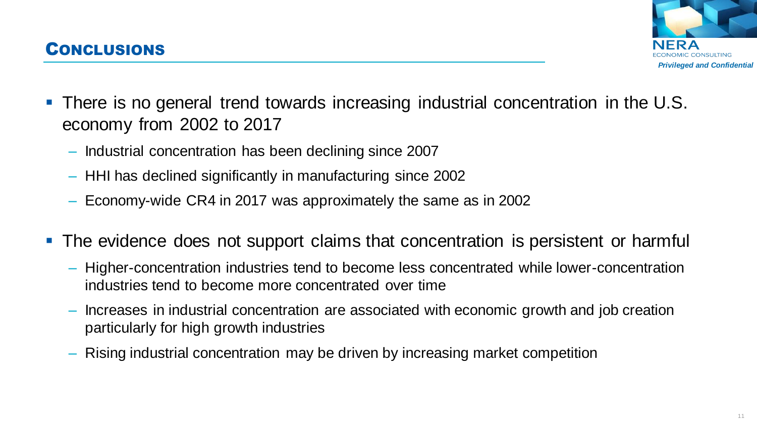## Conclusions

- There is no general trend towards increasing industrial concentration in the U.S. economy from 2002 to 2017
  - Industrial concentration has been declining since 2007
  - HHI has declined significantly in manufacturing since 2002
  - Economy-wide CR4 in 2017 was approximately the same as in 2002
- The evidence does not support claims that concentration is persistent or harmful
  - Higher-concentration industries tend to become less concentrated while lower-concentration industries tend to become more concentrated over time
  - Increases in industrial concentration are associated with economic growth and job creation particularly for high growth industries
  - Rising industrial concentration may be driven by increasing market competition